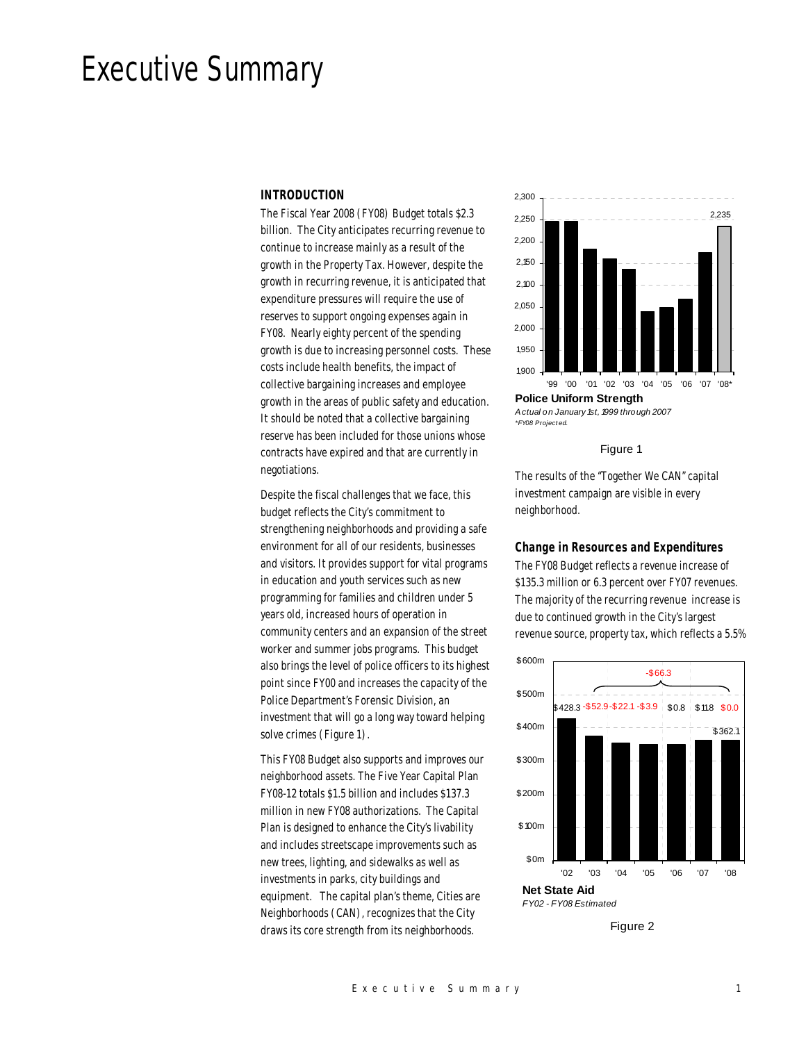# Executive Summary

## INTRODUCTION

The Fiscal Year 2008 (FY08) Budget totals $2.3 billion. The City anticipates recurring revenue to continue to increase mainly as a result of the growth in the Property Tax. However, despite the growth in recurring revenue, it is anticipated that expenditure pressures will require the use of reserves to support ongoing expenses again in FY08. Nearly eighty percent of the spending growth is due to increasing personnel costs. These costs include health benefits, the impact of collective bargaining increases and employee growth in the areas of public safety and education. It should be noted that a collective bargaining reserve has been included for those unions whose contracts have expired and that are currently in negotiations.

Despite the fiscal challenges that we face, this budget reflects the City's commitment to strengthening neighborhoods and providing a safe environment for all of our residents, businesses and visitors. It provides support for vital programs in education and youth services such as new programming for families and children under 5 years old, increased hours of operation in community centers and an expansion of the street worker and summer jobs programs. This budget also brings the level of police officers to its highest point since FY00 and increases the capacity of the Police Department's Forensic Division, an investment that will go a long way toward helping solve crimes (Figure 1).

This FY08 Budget also supports and improves our neighborhood assets. The Five Year Capital Plan FY08-12 totals $1.5 billion and includes $137.3 million in new FY08 authorizations. The Capital Plan is designed to enhance the City's livability and includes streetscape improvements such as new trees, lighting, and sidewalks as well as investments in parks, city buildings and equipment. The capital plan's theme, Cities are Neighborhoods (CAN), recognizes that the City draws its core strength from its neighborhoods.

**Police Uniform Strength**
*Actual on January 1st, 1999 through 2007*
*\*FY08 Projected.*

| '99 | '00 | '01 | '02 | '03 | '04 | '05 | '06 | '07 | '08* |
|---|---|---|---|---|---|---|---|---|---|
| | | | | | | | | | 2,235 |

Figure 1

The results of the "Together We CAN" capital investment campaign are visible in every neighborhood.

### Change in Resources and Expenditures

The FY08 Budget reflects a revenue increase of $135.3 million or 6.3 percent over FY07 revenues. The majority of the recurring revenue increase is due to continued growth in the City's largest revenue source, property tax, which reflects a 5.5%

**Net State Aid**
*FY02 - FY08 Estimated*

| '02 | '03 | '04 | '05 | '06 | '07 | '08 |
|---|---|---|---|---|---|---|
| $428.3 | -$52.9 | -$22.1 | -$3.9 | $0.8 | $11.8 | $0.0 |
| | | | | | | $362.1 |

Change '03–'08: -$66.3

Figure 2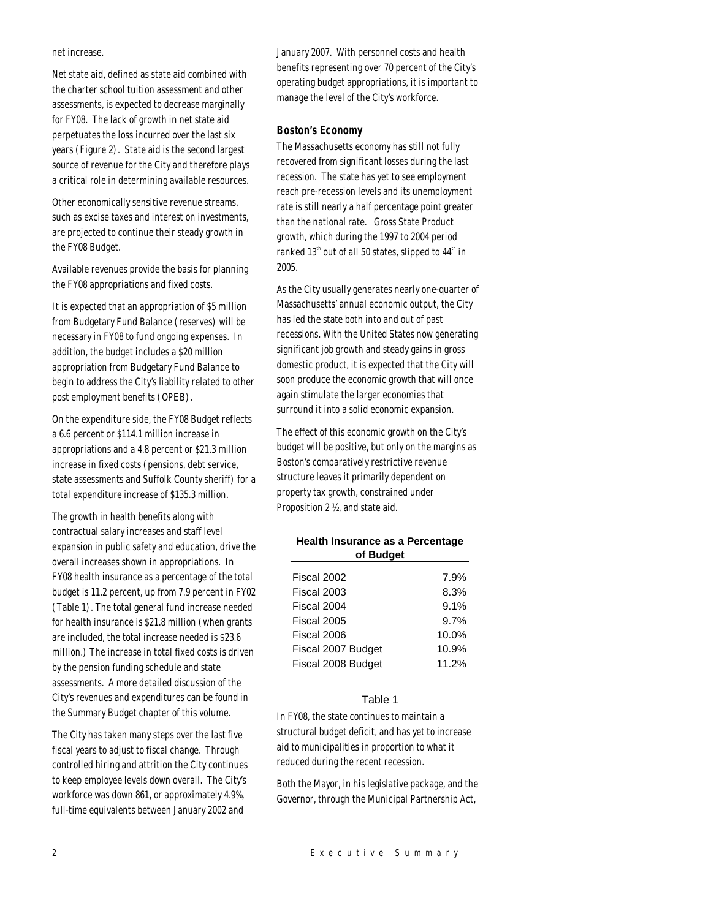net increase.

Net state aid, defined as state aid combined with the charter school tuition assessment and other assessments, is expected to decrease marginally for FY08. The lack of growth in net state aid perpetuates the loss incurred over the last six years (Figure 2). State aid is the second largest source of revenue for the City and therefore plays a critical role in determining available resources.

Other economically sensitive revenue streams, such as excise taxes and interest on investments, are projected to continue their steady growth in the FY08 Budget.

Available revenues provide the basis for planning the FY08 appropriations and fixed costs.

It is expected that an appropriation of $5 million from Budgetary Fund Balance (reserves) will be necessary in FY08 to fund ongoing expenses. In addition, the budget includes a $20 million appropriation from Budgetary Fund Balance to begin to address the City's liability related to other post employment benefits (OPEB).

On the expenditure side, the FY08 Budget reflects a 6.6 percent or $114.1 million increase in appropriations and a 4.8 percent or $21.3 million increase in fixed costs (pensions, debt service, state assessments and Suffolk County sheriff) for a total expenditure increase of $135.3 million.

The growth in health benefits along with contractual salary increases and staff level expansion in public safety and education, drive the overall increases shown in appropriations. In FY08 health insurance as a percentage of the total budget is 11.2 percent, up from 7.9 percent in FY02 (Table 1). The total general fund increase needed for health insurance is $21.8 million (when grants are included, the total increase needed is $23.6 million.) The increase in total fixed costs is driven by the pension funding schedule and state assessments. A more detailed discussion of the City's revenues and expenditures can be found in the Summary Budget chapter of this volume.

The City has taken many steps over the last five fiscal years to adjust to fiscal change. Through controlled hiring and attrition the City continues to keep employee levels down overall. The City's workforce was down 861, or approximately 4.9%, full-time equivalents between January 2002 and January 2007. With personnel costs and health benefits representing over 70 percent of the City's operating budget appropriations, it is important to manage the level of the City's workforce.

### Boston's Economy

The Massachusetts economy has still not fully recovered from significant losses during the last recession. The state has yet to see employment reach pre-recession levels and its unemployment rate is still nearly a half percentage point greater than the national rate. Gross State Product growth, which during the 1997 to 2004 period ranked 13th out of all 50 states, slipped to 44th in 2005.

As the City usually generates nearly one-quarter of Massachusetts' annual economic output, the City has led the state both into and out of past recessions. With the United States now generating significant job growth and steady gains in gross domestic product, it is expected that the City will soon produce the economic growth that will once again stimulate the larger economies that surround it into a solid economic expansion.

The effect of this economic growth on the City's budget will be positive, but only on the margins as Boston's comparatively restrictive revenue structure leaves it primarily dependent on property tax growth, constrained under Proposition 2 ½, and state aid.

**Health Insurance as a Percentage of Budget**

| | |
|---|---|
| Fiscal 2002 | 7.9% |
| Fiscal 2003 | 8.3% |
| Fiscal 2004 | 9.1% |
| Fiscal 2005 | 9.7% |
| Fiscal 2006 | 10.0% |
| Fiscal 2007 Budget | 10.9% |
| Fiscal 2008 Budget | 11.2% |

Table 1

In FY08, the state continues to maintain a structural budget deficit, and has yet to increase aid to municipalities in proportion to what it reduced during the recent recession.

Both the Mayor, in his legislative package, and the Governor, through the Municipal Partnership Act,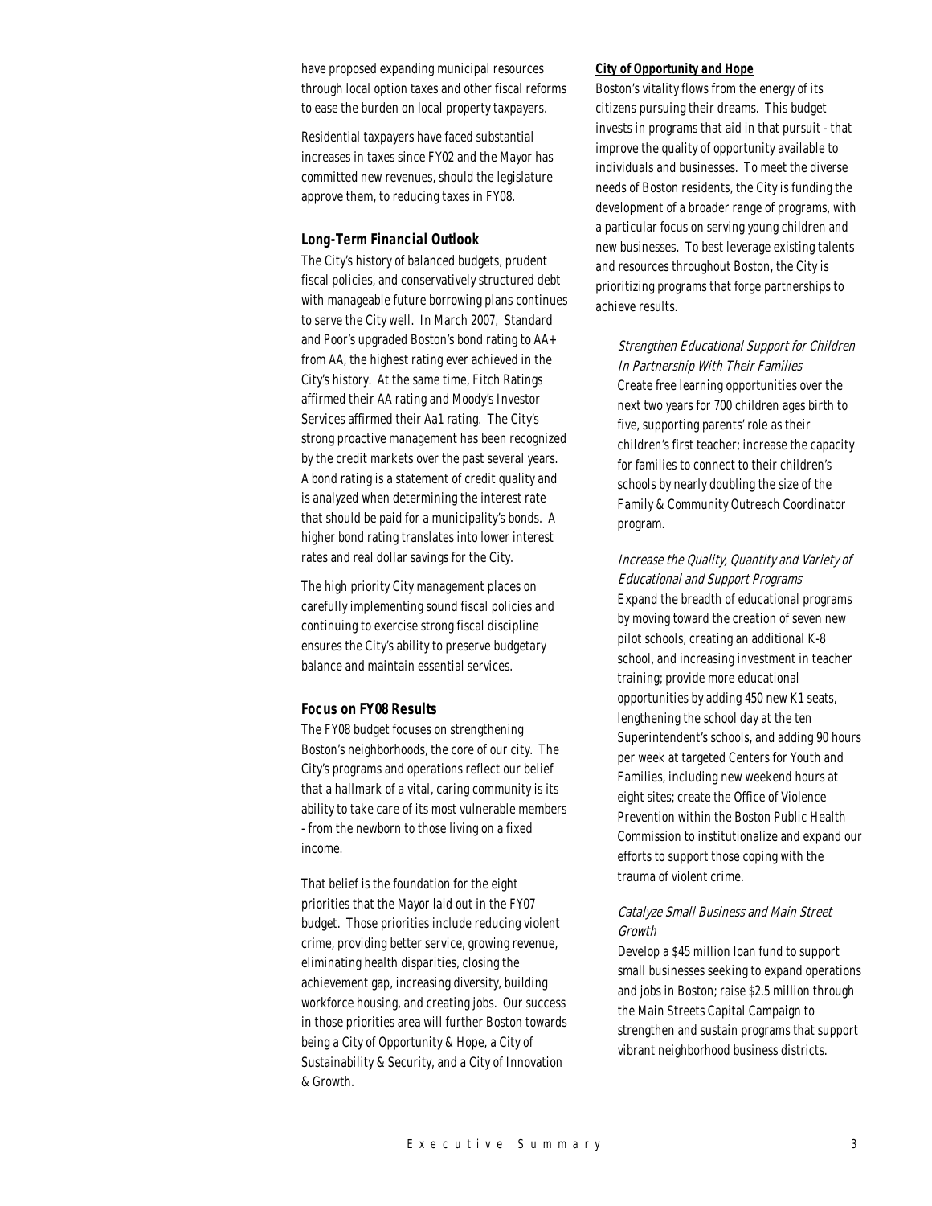have proposed expanding municipal resources through local option taxes and other fiscal reforms to ease the burden on local property taxpayers.

Residential taxpayers have faced substantial increases in taxes since FY02 and the Mayor has committed new revenues, should the legislature approve them, to reducing taxes in FY08.

### *Long-Term Financial Outlook*

The City's history of balanced budgets, prudent fiscal policies, and conservatively structured debt with manageable future borrowing plans continues to serve the City well. In March 2007, Standard and Poor's upgraded Boston's bond rating to AA+ from AA, the highest rating ever achieved in the City's history. At the same time, Fitch Ratings affirmed their AA rating and Moody's Investor Services affirmed their Aa1 rating. The City's strong proactive management has been recognized by the credit markets over the past several years. A bond rating is a statement of credit quality and is analyzed when determining the interest rate that should be paid for a municipality's bonds. A higher bond rating translates into lower interest rates and real dollar savings for the City.

The high priority City management places on carefully implementing sound fiscal policies and continuing to exercise strong fiscal discipline ensures the City's ability to preserve budgetary balance and maintain essential services.

### *Focus on FY08 Results*

The FY08 budget focuses on strengthening Boston's neighborhoods, the core of our city. The City's programs and operations reflect our belief that a hallmark of a vital, caring community is its ability to take care of its most vulnerable members - from the newborn to those living on a fixed income.

That belief is the foundation for the eight priorities that the Mayor laid out in the FY07 budget. Those priorities include reducing violent crime, providing better service, growing revenue, eliminating health disparities, closing the achievement gap, increasing diversity, building workforce housing, and creating jobs. Our success in those priorities area will further Boston towards being a City of Opportunity & Hope, a City of Sustainability & Security, and a City of Innovation & Growth.

#### ***City of Opportunity and Hope***

Boston's vitality flows from the energy of its citizens pursuing their dreams. This budget invests in programs that aid in that pursuit - that improve the quality of opportunity available to individuals and businesses. To meet the diverse needs of Boston residents, the City is funding the development of a broader range of programs, with a particular focus on serving young children and new businesses. To best leverage existing talents and resources throughout Boston, the City is prioritizing programs that forge partnerships to achieve results.

*Strengthen Educational Support for Children In Partnership With Their Families*
Create free learning opportunities over the next two years for 700 children ages birth to five, supporting parents' role as their children's first teacher; increase the capacity for families to connect to their children's schools by nearly doubling the size of the Family & Community Outreach Coordinator program.

*Increase the Quality, Quantity and Variety of Educational and Support Programs*
Expand the breadth of educational programs by moving toward the creation of seven new pilot schools, creating an additional K-8 school, and increasing investment in teacher training; provide more educational opportunities by adding 450 new K1 seats, lengthening the school day at the ten Superintendent's schools, and adding 90 hours per week at targeted Centers for Youth and Families, including new weekend hours at eight sites; create the Office of Violence Prevention within the Boston Public Health Commission to institutionalize and expand our efforts to support those coping with the trauma of violent crime.

*Catalyze Small Business and Main Street Growth*
Develop a $45 million loan fund to support small businesses seeking to expand operations and jobs in Boston; raise $2.5 million through the Main Streets Capital Campaign to strengthen and sustain programs that support vibrant neighborhood business districts.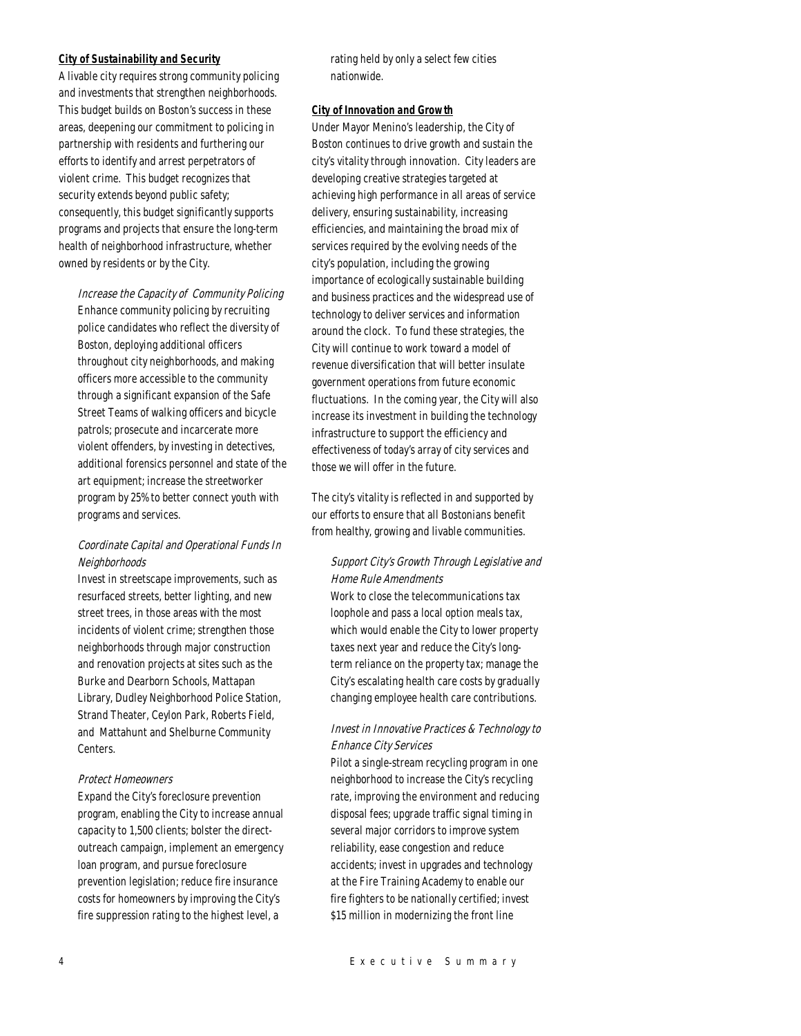***City of Sustainability and Security***

A livable city requires strong community policing and investments that strengthen neighborhoods. This budget builds on Boston's success in these areas, deepening our commitment to policing in partnership with residents and furthering our efforts to identify and arrest perpetrators of violent crime. This budget recognizes that security extends beyond public safety; consequently, this budget significantly supports programs and projects that ensure the long-term health of neighborhood infrastructure, whether owned by residents or by the City.

*Increase the Capacity of Community Policing*

Enhance community policing by recruiting police candidates who reflect the diversity of Boston, deploying additional officers throughout city neighborhoods, and making officers more accessible to the community through a significant expansion of the Safe Street Teams of walking officers and bicycle patrols; prosecute and incarcerate more violent offenders, by investing in detectives, additional forensics personnel and state of the art equipment; increase the streetworker program by 25% to better connect youth with programs and services.

*Coordinate Capital and Operational Funds In Neighborhoods*

Invest in streetscape improvements, such as resurfaced streets, better lighting, and new street trees, in those areas with the most incidents of violent crime; strengthen those neighborhoods through major construction and renovation projects at sites such as the Burke and Dearborn Schools, Mattapan Library, Dudley Neighborhood Police Station, Strand Theater, Ceylon Park, Roberts Field, and Mattahunt and Shelburne Community Centers.

*Protect Homeowners*

Expand the City's foreclosure prevention program, enabling the City to increase annual capacity to 1,500 clients; bolster the direct-outreach campaign, implement an emergency loan program, and pursue foreclosure prevention legislation; reduce fire insurance costs for homeowners by improving the City's fire suppression rating to the highest level, a rating held by only a select few cities nationwide.

***City of Innovation and Growth***

Under Mayor Menino's leadership, the City of Boston continues to drive growth and sustain the city's vitality through innovation. City leaders are developing creative strategies targeted at achieving high performance in all areas of service delivery, ensuring sustainability, increasing efficiencies, and maintaining the broad mix of services required by the evolving needs of the city's population, including the growing importance of ecologically sustainable building and business practices and the widespread use of technology to deliver services and information around the clock. To fund these strategies, the City will continue to work toward a model of revenue diversification that will better insulate government operations from future economic fluctuations. In the coming year, the City will also increase its investment in building the technology infrastructure to support the efficiency and effectiveness of today's array of city services and those we will offer in the future.

The city's vitality is reflected in and supported by our efforts to ensure that all Bostonians benefit from healthy, growing and livable communities.

*Support City's Growth Through Legislative and Home Rule Amendments*

Work to close the telecommunications tax loophole and pass a local option meals tax, which would enable the City to lower property taxes next year and reduce the City's long-term reliance on the property tax; manage the City's escalating health care costs by gradually changing employee health care contributions.

*Invest in Innovative Practices & Technology to Enhance City Services*

Pilot a single-stream recycling program in one neighborhood to increase the City's recycling rate, improving the environment and reducing disposal fees; upgrade traffic signal timing in several major corridors to improve system reliability, ease congestion and reduce accidents; invest in upgrades and technology at the Fire Training Academy to enable our fire fighters to be nationally certified; invest $15 million in modernizing the front line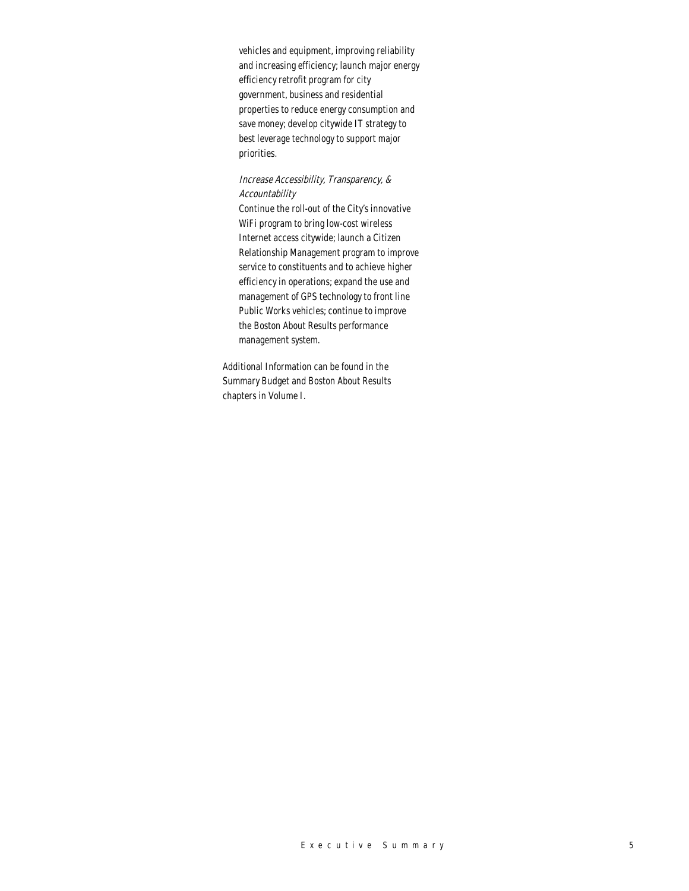vehicles and equipment, improving reliability and increasing efficiency; launch major energy efficiency retrofit program for city government, business and residential properties to reduce energy consumption and save money; develop citywide IT strategy to best leverage technology to support major priorities.

*Increase Accessibility, Transparency, & Accountability*

Continue the roll-out of the City's innovative WiFi program to bring low-cost wireless Internet access citywide; launch a Citizen Relationship Management program to improve service to constituents and to achieve higher efficiency in operations; expand the use and management of GPS technology to front line Public Works vehicles; continue to improve the Boston About Results performance management system.

Additional Information can be found in the Summary Budget and Boston About Results chapters in Volume I.